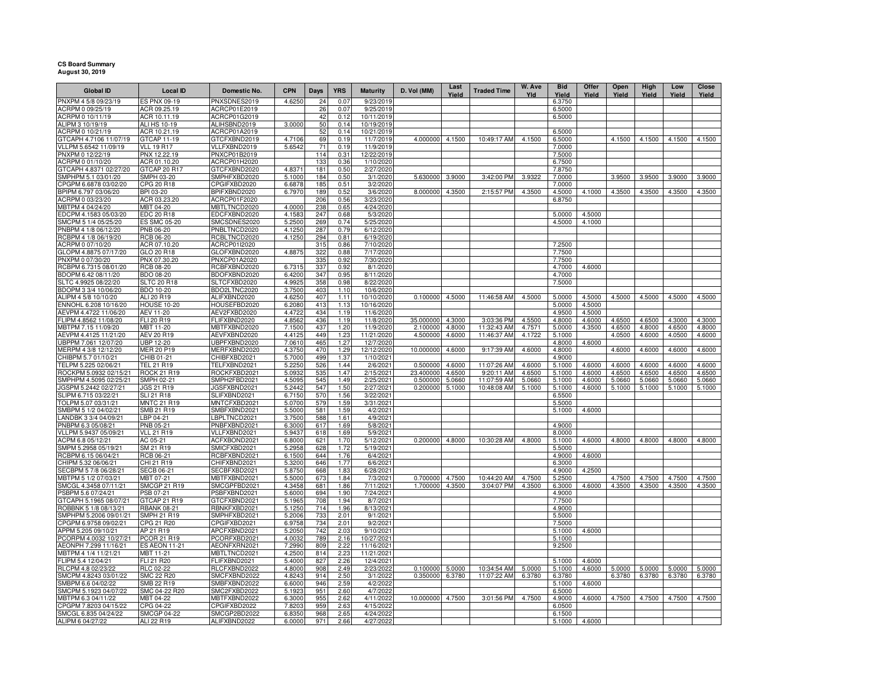**CS Board Summary**
**August 30, 2019**

| Global ID | Local ID | Domestic No. | CPN | Days | YRS | Maturity | D. Vol (MM) | Last Yield | Traded Time | W. Ave Yld | Bid Yield | Offer Yield | Open Yield | High Yield | Low Yield | Close Yield |
|---|---|---|---|---|---|---|---|---|---|---|---|---|---|---|---|---|
| PNXPM 4 5/8 09/23/19 | ES PNX 09-19 | PNXSDNES2019 | 4.6250 | 24 | 0.07 | 9/23/2019 | | | | | 6.3750 | | | | | |
| ACRPM 0 09/25/19 | ACR 09.25.19 | ACRCP01E2019 | | 26 | 0.07 | 9/25/2019 | | | | | 6.5000 | | | | | |
| ACRPM 0 10/11/19 | ACR 10.11.19 | ACRCP01G2019 | | 42 | 0.12 | 10/11/2019 | | | | | 6.5000 | | | | | |
| ALIPM 3 10/19/19 | ALI HS 10-19 | ALIHSBND2019 | 3.0000 | 50 | 0.14 | 10/19/2019 | | | | | | | | | | |
| ACRPM 0 10/21/19 | ACR 10.21.19 | ACRCP01A2019 | | 52 | 0.14 | 10/21/2019 | | | | | 6.5000 | | | | | |
| GTCAPH 4.7106 11/07/19 | GTCAP 11-19 | GTCFXBND2019 | 4.7106 | 69 | 0.19 | 11/7/2019 | 4.000000 | 4.1500 | 10:49:17 AM | 4.1500 | 6.5000 | | 4.1500 | 4.1500 | 4.1500 | 4.1500 |
| VLLPM 5.6542 11/09/19 | VLL 19 R17 | VLLFXBND2019 | 5.6542 | 71 | 0.19 | 11/9/2019 | | | | | 7.0000 | | | | | |
| PNXPM 0 12/22/19 | PNX 12.22.19 | PNXCP01B2019 | | 114 | 0.31 | 12/22/2019 | | | | | 7.5000 | | | | | |
| ACRPM 0 01/10/20 | ACR 01.10.20 | ACRCP01H2020 | | 133 | 0.36 | 1/10/2020 | | | | | 6.7500 | | | | | |
| GTCAPH 4.8371 02/27/20 | GTCAP 20 R17 | GTCFXBND2020 | 4.8371 | 181 | 0.50 | 2/27/2020 | | | | | 7.8750 | | | | | |
| SMPHPM 5.1 03/01/20 | SMPH 03-20 | SMPHFXBD2020 | 5.1000 | 184 | 0.50 | 3/1/2020 | 5.630000 | 3.9000 | 3:42:00 PM | 3.9322 | 7.0000 | | 3.9500 | 3.9500 | 3.9000 | 3.9000 |
| CPGPM 6.6878 03/02/20 | CPG 20 R18 | CPGIFXBD2020 | 6.6878 | 185 | 0.51 | 3/2/2020 | | | | | 7.0000 | | | | | |
| BPIPM 6.797 03/06/20 | BPI 03-20 | BPIFXBND2020 | 6.7970 | 189 | 0.52 | 3/6/2020 | 8.000000 | 4.3500 | 2:15:57 PM | 4.3500 | 4.5000 | 4.1000 | 4.3500 | 4.3500 | 4.3500 | 4.3500 |
| ACRPM 0 03/23/20 | ACR 03.23.20 | ACRCP01F2020 | | 206 | 0.56 | 3/23/2020 | | | | | 6.8750 | | | | | |
| MBTPM 4 04/24/20 | MBT 04-20 | MBTLTNCD2020 | 4.0000 | 238 | 0.65 | 4/24/2020 | | | | | | | | | | |
| EDCPM 4.1583 05/03/20 | EDC 20 R18 | EDCFXBND2020 | 4.1583 | 247 | 0.68 | 5/3/2020 | | | | | 5.0000 | 4.5000 | | | | |
| SMCPM 5 1/4 05/25/20 | ES SMC 05-20 | SMCSDNES2020 | 5.2500 | 269 | 0.74 | 5/25/2020 | | | | | 4.5000 | 4.1000 | | | | |
| PNBPM 4 1/8 06/12/20 | PNB 06-20 | PNBLTNCD2020 | 4.1250 | 287 | 0.79 | 6/12/2020 | | | | | | | | | | |
| RCBPM 4 1/8 06/19/20 | RCB 06-20 | RCBLTNCD2020 | 4.1250 | 294 | 0.81 | 6/19/2020 | | | | | | | | | | |
| ACRPM 0 07/10/20 | ACR 07.10.20 | ACRCP01I2020 | | 315 | 0.86 | 7/10/2020 | | | | | 7.2500 | | | | | |
| GLOPM 4.8875 07/17/20 | GLO 20 R18 | GLOFXBND2020 | 4.8875 | 322 | 0.88 | 7/17/2020 | | | | | 7.7500 | | | | | |
| PNXPM 0 07/30/20 | PNX 07.30.20 | PNXCP01A2020 | | 335 | 0.92 | 7/30/2020 | | | | | 7.7500 | | | | | |
| RCBPM 6.7315 08/01/20 | RCB 08-20 | RCBFXBND2020 | 6.7315 | 337 | 0.92 | 8/1/2020 | | | | | 4.7000 | 4.6000 | | | | |
| BDOPM 6.42 08/11/20 | BDO 08-20 | BDOFXBND2020 | 6.4200 | 347 | 0.95 | 8/11/2020 | | | | | 4.7000 | | | | | |
| SLTC 4.9925 08/22/20 | SLTC 20 R18 | SLTCFXBD2020 | 4.9925 | 358 | 0.98 | 8/22/2020 | | | | | 7.5000 | | | | | |
| BDOPM 3 3/4 10/06/20 | BDO 10-20 | BDO2LTNC2020 | 3.7500 | 403 | 1.10 | 10/6/2020 | | | | | | | | | | |
| ALIPM 4 5/8 10/10/20 | ALI 20 R19 | ALIFXBND2020 | 4.6250 | 407 | 1.11 | 10/10/2020 | 0.100000 | 4.5000 | 11:46:58 AM | 4.5000 | 5.0000 | 4.5000 | 4.5000 | 4.5000 | 4.5000 | 4.5000 |
| ENNOHL 6.208 10/16/20 | HOUSE 10-20 | HOUSEFBD2020 | 6.2080 | 413 | 1.13 | 10/16/2020 | | | | | 5.0000 | 4.5000 | | | | |
| AEVPM 4.4722 11/06/20 | AEV 11-20 | AEV2FXBD2020 | 4.4722 | 434 | 1.19 | 11/6/2020 | | | | | 4.9500 | 4.5000 | | | | |
| FLIPM 4.8562 11/08/20 | FLI 20 R19 | FLIFXBND2020 | 4.8562 | 436 | 1.19 | 11/8/2020 | 35.000000 | 4.3000 | 3:03:36 PM | 4.5500 | 4.8000 | 4.6000 | 4.6500 | 4.6500 | 4.3000 | 4.3000 |
| MBTPM 7.15 11/09/20 | MBT 11-20 | MBTFXBND2020 | 7.1500 | 437 | 1.20 | 11/9/2020 | 2.100000 | 4.8000 | 11:32:43 AM | 4.7571 | 5.0000 | 4.3500 | 4.6500 | 4.8000 | 4.6500 | 4.8000 |
| AEVPM 4.4125 11/21/20 | AEV 20 R19 | AEVFXBND2020 | 4.4125 | 449 | 1.23 | 11/21/2020 | 4.500000 | 4.6000 | 11:46:37 AM | 4.1722 | 5.1000 | | 4.0500 | 4.6000 | 4.0500 | 4.6000 |
| UBPPM 7.061 12/07/20 | UBP 12-20 | UBPFXBND2020 | 7.0610 | 465 | 1.27 | 12/7/2020 | | | | | 4.8000 | 4.6000 | | | | |
| MERPM 4 3/8 12/12/20 | MER 20 P19 | MERFXBND2020 | 4.3750 | 470 | 1.29 | 12/12/2020 | 10.000000 | 4.6000 | 9:17:39 AM | 4.6000 | 4.8000 | | 4.6000 | 4.6000 | 4.6000 | 4.6000 |
| CHIBPM 5.7 01/10/21 | CHIB 01-21 | CHIBFXBD2021 | 5.7000 | 499 | 1.37 | 1/10/2021 | | | | | 4.9000 | | | | | |
| TELPM 5.225 02/06/21 | TEL 21 R19 | TELFXBND2021 | 5.2250 | 526 | 1.44 | 2/6/2021 | 0.500000 | 4.6000 | 11:07:26 AM | 4.6000 | 5.1000 | 4.6000 | 4.6000 | 4.6000 | 4.6000 | 4.6000 |
| ROCKPM 5.0932 02/15/21 | ROCK 21 R19 | ROCKFXBD2021 | 5.0932 | 535 | 1.47 | 2/15/2021 | 23.400000 | 4.6500 | 9:20:11 AM | 4.6500 | 5.1000 | 4.6000 | 4.6500 | 4.6500 | 4.6500 | 4.6500 |
| SMPHPM 4.5095 02/25/21 | SMPH 02-21 | SMPH2FBD2021 | 4.5095 | 545 | 1.49 | 2/25/2021 | 0.500000 | 5.0660 | 11:07:59 AM | 5.0660 | 5.1000 | 4.6000 | 5.0660 | 5.0660 | 5.0660 | 5.0660 |
| JGSPM 5.2442 02/27/21 | JGS 21 R19 | JGSFXBND2021 | 5.2442 | 547 | 1.50 | 2/27/2021 | 0.200000 | 5.1000 | 10:48:08 AM | 5.1000 | 5.1000 | 4.6000 | 5.1000 | 5.1000 | 5.1000 | 5.1000 |
| SLIPM 6.715 03/22/21 | SLI 21 R18 | SLIFXBND2021 | 6.7150 | 570 | 1.56 | 3/22/2021 | | | | | 6.5500 | | | | | |
| TOLPM 5.07 03/31/21 | MNTC 21 R19 | MNTCFXBD2021 | 5.0700 | 579 | 1.59 | 3/31/2021 | | | | | 5.5000 | | | | | |
| SMBPM 5 1/2 04/02/21 | SMB 21 R19 | SMBFXBND2021 | 5.5000 | 581 | 1.59 | 4/2/2021 | | | | | 5.1000 | 4.6000 | | | | |
| LANDBK 3 3/4 04/09/21 | LBP 04-21 | LBPLTNCD2021 | 3.7500 | 588 | 1.61 | 4/9/2021 | | | | | | | | | | |
| PNBPM 6.3 05/08/21 | PNB 05-21 | PNBFXBND2021 | 6.3000 | 617 | 1.69 | 5/8/2021 | | | | | 4.9000 | | | | | |
| VLLPM 5.9437 05/09/21 | VLL 21 R19 | VLLFXBND2021 | 5.9437 | 618 | 1.69 | 5/9/2021 | | | | | 8.0000 | | | | | |
| ACPM 6.8 05/12/21 | AC 05-21 | ACFXBOND2021 | 6.8000 | 621 | 1.70 | 5/12/2021 | 0.200000 | 4.8000 | 10:30:28 AM | 4.8000 | 5.1000 | 4.6000 | 4.8000 | 4.8000 | 4.8000 | 4.8000 |
| SMPM 5.2958 05/19/21 | SM 21 R19 | SMICFXBD2021 | 5.2958 | 628 | 1.72 | 5/19/2021 | | | | | 5.5000 | | | | | |
| RCBPM 6.15 06/04/21 | RCB 06-21 | RCBFXBND2021 | 6.1500 | 644 | 1.76 | 6/4/2021 | | | | | 4.9000 | 4.6000 | | | | |
| CHIPM 5.32 06/06/21 | CHI 21 R19 | CHIFXBND2021 | 5.3200 | 646 | 1.77 | 6/6/2021 | | | | | 6.3000 | | | | | |
| SECBPM 5 7/8 06/28/21 | SECB 06-21 | SECBFXBD2021 | 5.8750 | 668 | 1.83 | 6/28/2021 | | | | | 4.9000 | 4.2500 | | | | |
| MBTPM 5 1/2 07/03/21 | MBT 07-21 | MBTFXBND2021 | 5.5000 | 673 | 1.84 | 7/3/2021 | 0.700000 | 4.7500 | 10:44:20 AM | 4.7500 | 5.2500 | | 4.7500 | 4.7500 | 4.7500 | 4.7500 |
| SMCGL 4.3458 07/11/21 | SMCGP 21 R19 | SMCGPFBD2021 | 4.3458 | 681 | 1.86 | 7/11/2021 | 1.700000 | 4.3500 | 3:04:07 PM | 4.3500 | 6.3000 | 4.6000 | 4.3500 | 4.3500 | 4.3500 | 4.3500 |
| PSBPM 5.6 07/24/21 | PSB 07-21 | PSBFXBND2021 | 5.6000 | 694 | 1.90 | 7/24/2021 | | | | | 4.9000 | | | | | |
| GTCAPH 5.1965 08/07/21 | GTCAP 21 R19 | GTCFXBND2021 | 5.1965 | 708 | 1.94 | 8/7/2021 | | | | | 7.7500 | | | | | |
| ROBBNK 5 1/8 08/13/21 | RBANK 08-21 | RBNKFXBD2021 | 5.1250 | 714 | 1.96 | 8/13/2021 | | | | | 4.9000 | | | | | |
| SMPHPM 5.2006 09/01/21 | SMPH 21 R19 | SMPHFXBD2021 | 5.2006 | 733 | 2.01 | 9/1/2021 | | | | | 5.5000 | | | | | |
| CPGPM 6.9758 09/02/21 | CPG 21 R20 | CPGIFXBD2021 | 6.9758 | 734 | 2.01 | 9/2/2021 | | | | | 7.5000 | | | | | |
| APPM 5.205 09/10/21 | AP 21 R19 | APCFXBND2021 | 5.2050 | 742 | 2.03 | 9/10/2021 | | | | | 5.1000 | 4.6000 | | | | |
| PCORPM 4.0032 10/27/21 | PCOR 21 R19 | PCORFXBD2021 | 4.0032 | 789 | 2.16 | 10/27/2021 | | | | | 5.1000 | | | | | |
| AEONPH 7.299 11/16/21 | ES AEON 11-21 | AEONFXRN2021 | 7.2990 | 809 | 2.22 | 11/16/2021 | | | | | 9.2500 | | | | | |
| MBTPM 4 1/4 11/21/21 | MBT 11-21 | MBTLTNCD2021 | 4.2500 | 814 | 2.23 | 11/21/2021 | | | | | | | | | | |
| FLIPM 5.4 12/04/21 | FLI 21 R20 | FLIFXBND2021 | 5.4000 | 827 | 2.26 | 12/4/2021 | | | | | 5.1000 | 4.6000 | | | | |
| RLCPM 4.8 02/23/22 | RLC 02-22 | RLCFXBND2022 | 4.8000 | 908 | 2.49 | 2/23/2022 | 0.100000 | 5.0000 | 10:34:54 AM | 5.0000 | 5.1000 | 4.6000 | 5.0000 | 5.0000 | 5.0000 | 5.0000 |
| SMCPM 4.8243 03/01/22 | SMC 22 R20 | SMCFXBND2022 | 4.8243 | 914 | 2.50 | 3/1/2022 | 0.350000 | 6.3780 | 11:07:22 AM | 6.3780 | 6.3780 | | 6.3780 | 6.3780 | 6.3780 | 6.3780 |
| SMBPM 6.6 04/02/22 | SMB 22 R19 | SMBFXBND2022 | 6.6000 | 946 | 2.59 | 4/2/2022 | | | | | 5.1000 | 4.6000 | | | | |
| SMCPM 5.1923 04/07/22 | SMC 04-22 R20 | SMC2FXBD2022 | 5.1923 | 951 | 2.60 | 4/7/2022 | | | | | 6.5000 | | | | | |
| MBTPM 6.3 04/11/22 | MBT 04-22 | MBTFXBND2022 | 6.3000 | 955 | 2.62 | 4/11/2022 | 10.000000 | 4.7500 | 3:01:56 PM | 4.7500 | 4.9000 | 4.6000 | 4.7500 | 4.7500 | 4.7500 | 4.7500 |
| CPGPM 7.8203 04/15/22 | CPG 04-22 | CPGIFXBD2022 | 7.8203 | 959 | 2.63 | 4/15/2022 | | | | | 6.0500 | | | | | |
| SMCGL 6.835 04/24/22 | SMCGP 04-22 | SMCGP2BD2022 | 6.8350 | 968 | 2.65 | 4/24/2022 | | | | | 6.1500 | | | | | |
| ALIPM 6 04/27/22 | ALI 22 R19 | ALIFXBND2022 | 6.0000 | 971 | 2.66 | 4/27/2022 | | | | | 5.1000 | 4.6000 | | | | |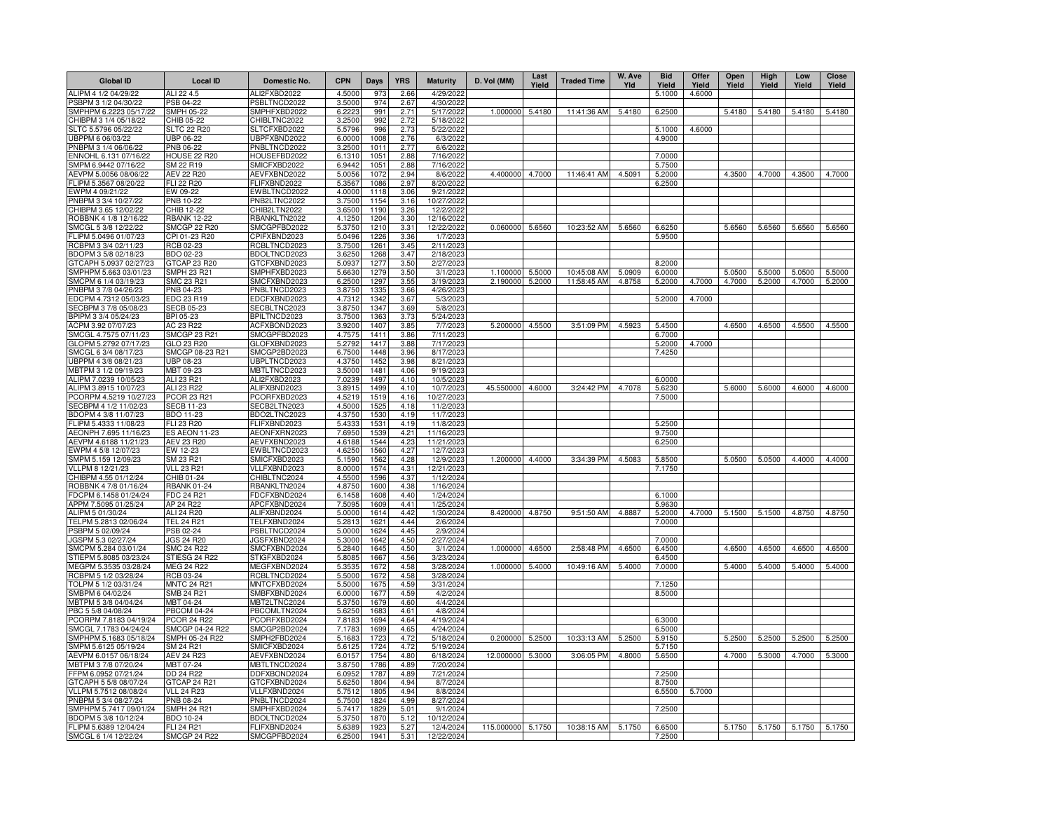| Global ID | Local ID | Domestic No. | CPN | Days | YRS | Maturity | D. Vol (MM) | Last Yield | Traded Time | W. Ave Yld | Bid Yield | Offer Yield | Open Yield | High Yield | Low Yield | Close Yield |
|---|---|---|---|---|---|---|---|---|---|---|---|---|---|---|---|---|
| ALIPM 4 1/2 04/29/22 | ALI 22 4.5 | ALI2FXBD2022 | 4.5000 | 973 | 2.66 | 4/29/2022 | | | | | 5.1000 | 4.6000 | | | | |
| PSBPM 3 1/2 04/30/22 | PSB 04-22 | PSBLTNCD2022 | 3.5000 | 974 | 2.67 | 4/30/2022 | | | | | | | | | | |
| SMPHPM 6.2223 05/17/22 | SMPH 05-22 | SMPHFXBD2022 | 6.2223 | 991 | 2.71 | 5/17/2022 | 1.000000 | 5.4180 | 11:41:36 AM | 5.4180 | 6.2500 | | 5.4180 | 5.4180 | 5.4180 | 5.4180 |
| CHIBPM 3 1/4 05/18/22 | CHIB 05-22 | CHIBLTNC2022 | 3.2500 | 992 | 2.72 | 5/18/2022 | | | | | | | | | | |
| SLTC 5.5796 05/22/22 | SLTC 22 R20 | SLTCFXBD2022 | 5.5796 | 996 | 2.73 | 5/22/2022 | | | | | 5.1000 | 4.6000 | | | | |
| UBPPM 6 06/03/22 | UBP 06-22 | UBPFXBND2022 | 6.0000 | 1008 | 2.76 | 6/3/2022 | | | | | 4.9000 | | | | | |
| PNBPM 3 1/4 06/06/22 | PNB 06-22 | PNBLTNCD2022 | 3.2500 | 1011 | 2.77 | 6/6/2022 | | | | | | | | | | |
| ENNOHL 6.131 07/16/22 | HOUSE 22 R20 | HOUSEFBD2022 | 6.1310 | 1051 | 2.88 | 7/16/2022 | | | | | 7.0000 | | | | | |
| SMPM 6.9442 07/16/22 | SM 22 R19 | SMICFXBD2022 | 6.9442 | 1051 | 2.88 | 7/16/2022 | | | | | 5.7500 | | | | | |
| AEVPM 5.0056 08/06/22 | AEV 22 R20 | AEVFXBND2022 | 5.0056 | 1072 | 2.94 | 8/6/2022 | 4.400000 | 4.7000 | 11:46:41 AM | 4.5091 | 5.2000 | | 4.3500 | 4.7000 | 4.3500 | 4.7000 |
| FLIPM 5.3567 08/20/22 | FLI 22 R20 | FLIFXBND2022 | 5.3567 | 1086 | 2.97 | 8/20/2022 | | | | | 6.2500 | | | | | |
| EWPM 4 09/21/22 | EW 09-22 | EWBLTNCD2022 | 4.0000 | 1118 | 3.06 | 9/21/2022 | | | | | | | | | | |
| PNBPM 3 3/4 10/27/22 | PNB 10-22 | PNB2LTNC2022 | 3.7500 | 1154 | 3.16 | 10/27/2022 | | | | | | | | | | |
| CHIBPM 3.65 12/02/22 | CHIB 12-22 | CHIB2LTN2022 | 3.6500 | 1190 | 3.26 | 12/2/2022 | | | | | | | | | | |
| ROBBNK 4 1/8 12/16/22 | RBANK 12-22 | RBANKLTN2022 | 4.1250 | 1204 | 3.30 | 12/16/2022 | | | | | | | | | | |
| SMCGL 5 3/8 12/22/22 | SMCGP 22 R20 | SMCGPFBD2022 | 5.3750 | 1210 | 3.31 | 12/22/2022 | 0.060000 | 5.6560 | 10:23:52 AM | 5.6560 | 6.6250 | | 5.6560 | 5.6560 | 5.6560 | 5.6560 |
| FLIPM 5.0496 01/07/23 | CPI 01-23 R20 | CPIFXBND2023 | 5.0496 | 1226 | 3.36 | 1/7/2023 | | | | | 5.9500 | | | | | |
| RCBPM 3 3/4 02/11/23 | RCB 02-23 | RCBLTNCD2023 | 3.7500 | 1261 | 3.45 | 2/11/2023 | | | | | | | | | | |
| BDOPM 3 5/8 02/18/23 | BDO 02-23 | BDOLTNCD2023 | 3.6250 | 1268 | 3.47 | 2/18/2023 | | | | | | | | | | |
| GTCAPH 5.0937 02/27/23 | GTCAP 23 R20 | GTCFXBND2023 | 5.0937 | 1277 | 3.50 | 2/27/2023 | | | | | 8.2000 | | | | | |
| SMPHPM 5.663 03/01/23 | SMPH 23 R21 | SMPHFXBD2023 | 5.6630 | 1279 | 3.50 | 3/1/2023 | 1.100000 | 5.5000 | 10:45:08 AM | 5.0909 | 6.0000 | | 5.0500 | 5.5000 | 5.0500 | 5.5000 |
| SMCPM 6 1/4 03/19/23 | SMC 23 R21 | SMCFXBND2023 | 6.2500 | 1297 | 3.55 | 3/19/2023 | 2.190000 | 5.2000 | 11:58:45 AM | 4.8758 | 5.2000 | 4.7000 | 4.7000 | 5.2000 | 4.7000 | 5.2000 |
| PNBPM 3 7/8 04/26/23 | PNB 04-23 | PNBLTNCD2023 | 3.8750 | 1335 | 3.66 | 4/26/2023 | | | | | | | | | | |
| EDCPM 4.7312 05/03/23 | EDC 23 R19 | EDCFXBND2023 | 4.7312 | 1342 | 3.67 | 5/3/2023 | | | | | 5.2000 | 4.7000 | | | | |
| SECBPM 3 7/8 05/08/23 | SECB 05-23 | SECBLTNC2023 | 3.8750 | 1347 | 3.69 | 5/8/2023 | | | | | | | | | | |
| BPIPM 3 3/4 05/24/23 | BPI 05-23 | BPILTNCD2023 | 3.7500 | 1363 | 3.73 | 5/24/2023 | | | | | | | | | | |
| ACPM 3.92 07/07/23 | AC 23 R22 | ACFXBOND2023 | 3.9200 | 1407 | 3.85 | 7/7/2023 | 5.200000 | 4.5500 | 3:51:09 PM | 4.5923 | 5.4500 | | 4.6500 | 4.6500 | 4.5500 | 4.5500 |
| SMCGL 4.7575 07/11/23 | SMCGP 23 R21 | SMCGPFBD2023 | 4.7575 | 1411 | 3.86 | 7/11/2023 | | | | | 6.7000 | | | | | |
| GLOPM 5.2792 07/17/23 | GLO 23 R20 | GLOFXBND2023 | 5.2792 | 1417 | 3.88 | 7/17/2023 | | | | | 5.2000 | 4.7000 | | | | |
| SMCGL 6 3/4 08/17/23 | SMCGP 08-23 R21 | SMCGP2BD2023 | 6.7500 | 1448 | 3.96 | 8/17/2023 | | | | | 7.4250 | | | | | |
| UBPPM 4 3/8 08/21/23 | UBP 08-23 | UBPLTNCD2023 | 4.3750 | 1452 | 3.98 | 8/21/2023 | | | | | | | | | | |
| MBTPM 3 1/2 09/19/23 | MBT 09-23 | MBTLTNCD2023 | 3.5000 | 1481 | 4.06 | 9/19/2023 | | | | | | | | | | |
| ALIPM 7.0239 10/05/23 | ALI 23 R21 | ALI2FXBD2023 | 7.0239 | 1497 | 4.10 | 10/5/2023 | | | | | 6.0000 | | | | | |
| ALIPM 3.8915 10/07/23 | ALI 23 R22 | ALIFXBND2023 | 3.8915 | 1499 | 4.10 | 10/7/2023 | 45.550000 | 4.6000 | 3:24:42 PM | 4.7078 | 5.6230 | | 5.6000 | 5.6000 | 4.6000 | 4.6000 |
| PCORPM 4.5219 10/27/23 | PCOR 23 R21 | PCORFXBD2023 | 4.5219 | 1519 | 4.16 | 10/27/2023 | | | | | 7.5000 | | | | | |
| SECBPM 4 1/2 11/02/23 | SECB 11-23 | SECB2LTN2023 | 4.5000 | 1525 | 4.18 | 11/2/2023 | | | | | | | | | | |
| BDOPM 4 3/8 11/07/23 | BDO 11-23 | BDO2LTNC2023 | 4.3750 | 1530 | 4.19 | 11/7/2023 | | | | | | | | | | |
| FLIPM 5.4333 11/08/23 | FLI 23 R20 | FLIFXBND2023 | 5.4333 | 1531 | 4.19 | 11/8/2023 | | | | | 5.2500 | | | | | |
| AEONPH 7.695 11/16/23 | ES AEON 11-23 | AEONFXRN2023 | 7.6950 | 1539 | 4.21 | 11/16/2023 | | | | | 9.7500 | | | | | |
| AEVPM 4.6188 11/21/23 | AEV 23 R20 | AEVFXBND2023 | 4.6188 | 1544 | 4.23 | 11/21/2023 | | | | | 6.2500 | | | | | |
| EWPM 4 5/8 12/07/23 | EW 12-23 | EWBLTNCD2023 | 4.6250 | 1560 | 4.27 | 12/7/2023 | | | | | | | | | | |
| SMPM 5.159 12/09/23 | SM 23 R21 | SMICFXBD2023 | 5.1590 | 1562 | 4.28 | 12/9/2023 | 1.200000 | 4.4000 | 3:34:39 PM | 4.5083 | 5.8500 | | 5.0500 | 5.0500 | 4.4000 | 4.4000 |
| VLLPM 8 12/21/23 | VLL 23 R21 | VLLFXBND2023 | 8.0000 | 1574 | 4.31 | 12/21/2023 | | | | | 7.1750 | | | | | |
| CHIBPM 4.55 01/12/24 | CHIB 01-24 | CHIBLTNC2024 | 4.5500 | 1596 | 4.37 | 1/12/2024 | | | | | | | | | | |
| ROBBNK 4 7/8 01/16/24 | RBANK 01-24 | RBANKLTN2024 | 4.8750 | 1600 | 4.38 | 1/16/2024 | | | | | | | | | | |
| FDCPM 6.1458 01/24/24 | FDC 24 R21 | FDCFXBND2024 | 6.1458 | 1608 | 4.40 | 1/24/2024 | | | | | 6.1000 | | | | | |
| APPM 7.5095 01/25/24 | AP 24 R22 | APCFXBND2024 | 7.5095 | 1609 | 4.41 | 1/25/2024 | | | | | 5.9630 | | | | | |
| ALIPM 5 01/30/24 | ALI 24 R20 | ALIFXBND2024 | 5.0000 | 1614 | 4.42 | 1/30/2024 | 8.420000 | 4.8750 | 9:51:50 AM | 4.8887 | 5.2000 | 4.7000 | 5.1500 | 5.1500 | 4.8750 | 4.8750 |
| TELPM 5.2813 02/06/24 | TEL 24 R21 | TELFXBND2024 | 5.2813 | 1621 | 4.44 | 2/6/2024 | | | | | 7.0000 | | | | | |
| PSBPM 5 02/09/24 | PSB 02-24 | PSBLTNCD2024 | 5.0000 | 1624 | 4.45 | 2/9/2024 | | | | | | | | | | |
| JGSPM 5.3 02/27/24 | JGS 24 R20 | JGSFXBND2024 | 5.3000 | 1642 | 4.50 | 2/27/2024 | | | | | 7.0000 | | | | | |
| SMCPM 5.284 03/01/24 | SMC 24 R22 | SMCFXBND2024 | 5.2840 | 1645 | 4.50 | 3/1/2024 | 1.000000 | 4.6500 | 2:58:48 PM | 4.6500 | 6.4500 | | 4.6500 | 4.6500 | 4.6500 | 4.6500 |
| STIEPM 5.8085 03/23/24 | STIESG 24 R22 | STIGFXBD2024 | 5.8085 | 1667 | 4.56 | 3/23/2024 | | | | | 6.4500 | | | | | |
| MEGPM 5.3535 03/28/24 | MEG 24 R22 | MEGFXBND2024 | 5.3535 | 1672 | 4.58 | 3/28/2024 | 1.000000 | 5.4000 | 10:49:16 AM | 5.4000 | 7.0000 | | 5.4000 | 5.4000 | 5.4000 | 5.4000 |
| RCBPM 5 1/2 03/28/24 | RCB 03-24 | RCBLTNCD2024 | 5.5000 | 1672 | 4.58 | 3/28/2024 | | | | | | | | | | |
| TOLPM 5 1/2 03/31/24 | MNTC 24 R21 | MNTCFXBD2024 | 5.5000 | 1675 | 4.59 | 3/31/2024 | | | | | 7.1250 | | | | | |
| SMBPM 6 04/02/24 | SMB 24 R21 | SMBFXBND2024 | 6.0000 | 1677 | 4.59 | 4/2/2024 | | | | | 8.5000 | | | | | |
| MBTPM 5 3/8 04/04/24 | MBT 04-24 | MBT2LTNC2024 | 5.3750 | 1679 | 4.60 | 4/4/2024 | | | | | | | | | | |
| PBC 5 5/8 04/08/24 | PBCOM 04-24 | PBCOMLTN2024 | 5.6250 | 1683 | 4.61 | 4/8/2024 | | | | | | | | | | |
| PCORPM 7.8183 04/19/24 | PCOR 24 R22 | PCORFXBD2024 | 7.8183 | 1694 | 4.64 | 4/19/2024 | | | | | 6.3000 | | | | | |
| SMCGL 7.1783 04/24/24 | SMCGP 04-24 R22 | SMCGP2BD2024 | 7.1783 | 1699 | 4.65 | 4/24/2024 | | | | | 6.5000 | | | | | |
| SMPHPM 5.1683 05/18/24 | SMPH 05-24 R22 | SMPH2FBD2024 | 5.1683 | 1723 | 4.72 | 5/18/2024 | 0.200000 | 5.2500 | 10:33:13 AM | 5.2500 | 5.9150 | | 5.2500 | 5.2500 | 5.2500 | 5.2500 |
| SMPM 5.6125 05/19/24 | SM 24 R21 | SMICFXBD2024 | 5.6125 | 1724 | 4.72 | 5/19/2024 | | | | | 5.7150 | | | | | |
| AEVPM 6.0157 06/18/24 | AEV 24 R23 | AEVFXBND2024 | 6.0157 | 1754 | 4.80 | 6/18/2024 | 12.000000 | 5.3000 | 3:06:05 PM | 4.8000 | 5.6500 | | 4.7000 | 5.3000 | 4.7000 | 5.3000 |
| MBTPM 3 7/8 07/20/24 | MBT 07-24 | MBTLTNCD2024 | 3.8750 | 1786 | 4.89 | 7/20/2024 | | | | | | | | | | |
| FFPM 6.0952 07/21/24 | DD 24 R22 | DDFXBOND2024 | 6.0952 | 1787 | 4.89 | 7/21/2024 | | | | | 7.2500 | | | | | |
| GTCAPH 5 5/8 08/07/24 | GTCAP 24 R21 | GTCFXBND2024 | 5.6250 | 1804 | 4.94 | 8/7/2024 | | | | | 8.7500 | | | | | |
| VLLPM 5.7512 08/08/24 | VLL 24 R23 | VLLFXBND2024 | 5.7512 | 1805 | 4.94 | 8/8/2024 | | | | | 6.5500 | 5.7000 | | | | |
| PNBPM 5 3/4 08/27/24 | PNB 08-24 | PNBLTNCD2024 | 5.7500 | 1824 | 4.99 | 8/27/2024 | | | | | | | | | | |
| SMPHPM 5.7417 09/01/24 | SMPH 24 R21 | SMPHFXBD2024 | 5.7417 | 1829 | 5.01 | 9/1/2024 | | | | | 7.2500 | | | | | |
| BDOPM 5 3/8 10/12/24 | BDO 10-24 | BDOLTNCD2024 | 5.3750 | 1870 | 5.12 | 10/12/2024 | | | | | | | | | | |
| FLIPM 5.6389 12/04/24 | FLI 24 R21 | FLIFXBND2024 | 5.6389 | 1923 | 5.27 | 12/4/2024 | 115.000000 | 5.1750 | 10:38:15 AM | 5.1750 | 6.6500 | | 5.1750 | 5.1750 | 5.1750 | 5.1750 |
| SMCGL 6 1/4 12/22/24 | SMCGP 24 R22 | SMCGPFBD2024 | 6.2500 | 1941 | 5.31 | 12/22/2024 | | | | | 7.2500 | | | | | |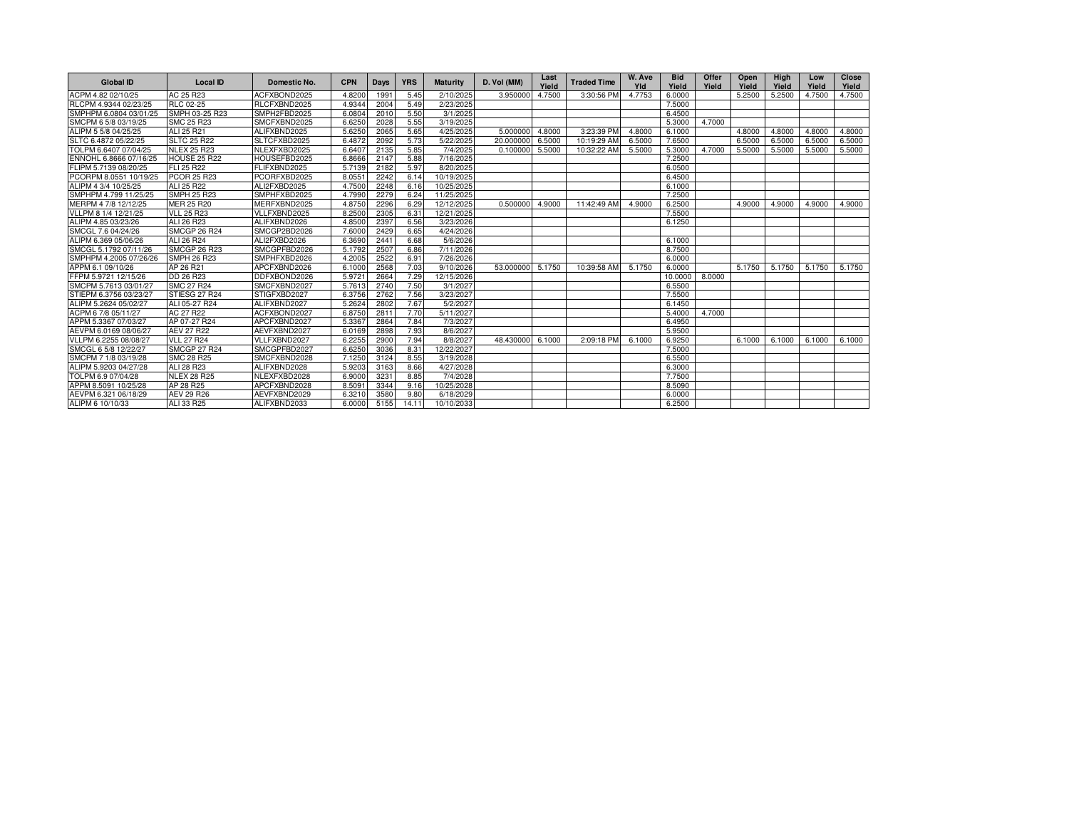| Global ID | Local ID | Domestic No. | CPN | Days | YRS | Maturity | D. Vol (MM) | Last Yield | Traded Time | W. Ave Yld | Bid Yield | Offer Yield | Open Yield | High Yield | Low Yield | Close Yield |
|---|---|---|---|---|---|---|---|---|---|---|---|---|---|---|---|---|
| ACPM 4.82 02/10/25 | AC 25 R23 | ACFXBOND2025 | 4.8200 | 1991 | 5.45 | 2/10/2025 | 3.950000 | 4.7500 | 3:30:56 PM | 4.7753 | 6.0000 | | 5.2500 | 5.2500 | 4.7500 | 4.7500 |
| RLCPM 4.9344 02/23/25 | RLC 02-25 | RLCFXBND2025 | 4.9344 | 2004 | 5.49 | 2/23/2025 | | | | | 7.5000 | | | | | |
| SMPHPM 6.0804 03/01/25 | SMPH 03-25 R23 | SMPH2FBD2025 | 6.0804 | 2010 | 5.50 | 3/1/2025 | | | | | 6.4500 | | | | | |
| SMCPM 6 5/8 03/19/25 | SMC 25 R23 | SMCFXBND2025 | 6.6250 | 2028 | 5.55 | 3/19/2025 | | | | | 5.3000 | 4.7000 | | | | |
| ALIPM 5 5/8 04/25/25 | ALI 25 R21 | ALIFXBND2025 | 5.6250 | 2065 | 5.65 | 4/25/2025 | 5.000000 | 4.8000 | 3:23:39 PM | 4.8000 | 6.1000 | | 4.8000 | 4.8000 | 4.8000 | 4.8000 |
| SLTC 6.4872 05/22/25 | SLTC 25 R22 | SLTCFXBD2025 | 6.4872 | 2092 | 5.73 | 5/22/2025 | 20.000000 | 6.5000 | 10:19:29 AM | 6.5000 | 7.6500 | | 6.5000 | 6.5000 | 6.5000 | 6.5000 |
| TOLPM 6.6407 07/04/25 | NLEX 25 R23 | NLEXFXBD2025 | 6.6407 | 2135 | 5.85 | 7/4/2025 | 0.100000 | 5.5000 | 10:32:22 AM | 5.5000 | 5.3000 | 4.7000 | 5.5000 | 5.5000 | 5.5000 | 5.5000 |
| ENNOHL 6.8666 07/16/25 | HOUSE 25 R22 | HOUSEFBD2025 | 6.8666 | 2147 | 5.88 | 7/16/2025 | | | | | 7.2500 | | | | | |
| FLIPM 5.7139 08/20/25 | FLI 25 R22 | FLIFXBND2025 | 5.7139 | 2182 | 5.97 | 8/20/2025 | | | | | 6.0500 | | | | | |
| PCORPM 8.0551 10/19/25 | PCOR 25 R23 | PCORFXBD2025 | 8.0551 | 2242 | 6.14 | 10/19/2025 | | | | | 6.4500 | | | | | |
| ALIPM 4 3/4 10/25/25 | ALI 25 R22 | ALI2FXBD2025 | 4.7500 | 2248 | 6.16 | 10/25/2025 | | | | | 6.1000 | | | | | |
| SMPHPM 4.799 11/25/25 | SMPH 25 R23 | SMPHFXBD2025 | 4.7990 | 2279 | 6.24 | 11/25/2025 | | | | | 7.2500 | | | | | |
| MERPM 4 7/8 12/12/25 | MER 25 R20 | MERFXBND2025 | 4.8750 | 2296 | 6.29 | 12/12/2025 | 0.500000 | 4.9000 | 11:42:49 AM | 4.9000 | 6.2500 | | 4.9000 | 4.9000 | 4.9000 | 4.9000 |
| VLLPM 8 1/4 12/21/25 | VLL 25 R23 | VLLFXBND2025 | 8.2500 | 2305 | 6.31 | 12/21/2025 | | | | | 7.5500 | | | | | |
| ALIPM 4.85 03/23/26 | ALI 26 R23 | ALIFXBND2026 | 4.8500 | 2397 | 6.56 | 3/23/2026 | | | | | 6.1250 | | | | | |
| SMCGL 7.6 04/24/26 | SMCGP 26 R24 | SMCGP2BD2026 | 7.6000 | 2429 | 6.65 | 4/24/2026 | | | | | | | | | | |
| ALIPM 6.369 05/06/26 | ALI 26 R24 | ALI2FXBD2026 | 6.3690 | 2441 | 6.68 | 5/6/2026 | | | | | 6.1000 | | | | | |
| SMCGL 5.1792 07/11/26 | SMCGP 26 R23 | SMCGPFBD2026 | 5.1792 | 2507 | 6.86 | 7/11/2026 | | | | | 8.7500 | | | | | |
| SMPHPM 4.2005 07/26/26 | SMPH 26 R23 | SMPHFXBD2026 | 4.2005 | 2522 | 6.91 | 7/26/2026 | | | | | 6.0000 | | | | | |
| APPM 6.1 09/10/26 | AP 26 R21 | APCFXBND2026 | 6.1000 | 2568 | 7.03 | 9/10/2026 | 53.000000 | 5.1750 | 10:39:58 AM | 5.1750 | 6.0000 | | 5.1750 | 5.1750 | 5.1750 | 5.1750 |
| FFPM 5.9721 12/15/26 | DD 26 R23 | DDFXBOND2026 | 5.9721 | 2664 | 7.29 | 12/15/2026 | | | | | 10.0000 | 8.0000 | | | | |
| SMCPM 5.7613 03/01/27 | SMC 27 R24 | SMCFXBND2027 | 5.7613 | 2740 | 7.50 | 3/1/2027 | | | | | 6.5500 | | | | | |
| STIEPM 6.3756 03/23/27 | STIESG 27 R24 | STIGFXBD2027 | 6.3756 | 2762 | 7.56 | 3/23/2027 | | | | | 7.5500 | | | | | |
| ALIPM 5.2624 05/02/27 | ALI 05-27 R24 | ALIFXBND2027 | 5.2624 | 2802 | 7.67 | 5/2/2027 | | | | | 6.1450 | | | | | |
| ACPM 6 7/8 05/11/27 | AC 27 R22 | ACFXBOND2027 | 6.8750 | 2811 | 7.70 | 5/11/2027 | | | | | 5.4000 | 4.7000 | | | | |
| APPM 5.3367 07/03/27 | AP 07-27 R24 | APCFXBND2027 | 5.3367 | 2864 | 7.84 | 7/3/2027 | | | | | 6.4950 | | | | | |
| AEVPM 6.0169 08/06/27 | AEV 27 R22 | AEVFXBND2027 | 6.0169 | 2898 | 7.93 | 8/6/2027 | | | | | 5.9500 | | | | | |
| VLLPM 6.2255 08/08/27 | VLL 27 R24 | VLLFXBND2027 | 6.2255 | 2900 | 7.94 | 8/8/2027 | 48.430000 | 6.1000 | 2:09:18 PM | 6.1000 | 6.9250 | | 6.1000 | 6.1000 | 6.1000 | 6.1000 |
| SMCGL 6 5/8 12/22/27 | SMCGP 27 R24 | SMCGPFBD2027 | 6.6250 | 3036 | 8.31 | 12/22/2027 | | | | | 7.5000 | | | | | |
| SMCPM 7 1/8 03/19/28 | SMC 28 R25 | SMCFXBND2028 | 7.1250 | 3124 | 8.55 | 3/19/2028 | | | | | 6.5500 | | | | | |
| ALIPM 5.9203 04/27/28 | ALI 28 R23 | ALIFXBND2028 | 5.9203 | 3163 | 8.66 | 4/27/2028 | | | | | 6.3000 | | | | | |
| TOLPM 6.9 07/04/28 | NLEX 28 R25 | NLEXFXBD2028 | 6.9000 | 3231 | 8.85 | 7/4/2028 | | | | | 7.7500 | | | | | |
| APPM 8.5091 10/25/28 | AP 28 R25 | APCFXBND2028 | 8.5091 | 3344 | 9.16 | 10/25/2028 | | | | | 8.5090 | | | | | |
| AEVPM 6.321 06/18/29 | AEV 29 R26 | AEVFXBND2029 | 6.3210 | 3580 | 9.80 | 6/18/2029 | | | | | 6.0000 | | | | | |
| ALIPM 6 10/10/33 | ALI 33 R25 | ALIFXBND2033 | 6.0000 | 5155 | 14.11 | 10/10/2033 | | | | | 6.2500 | | | | | |